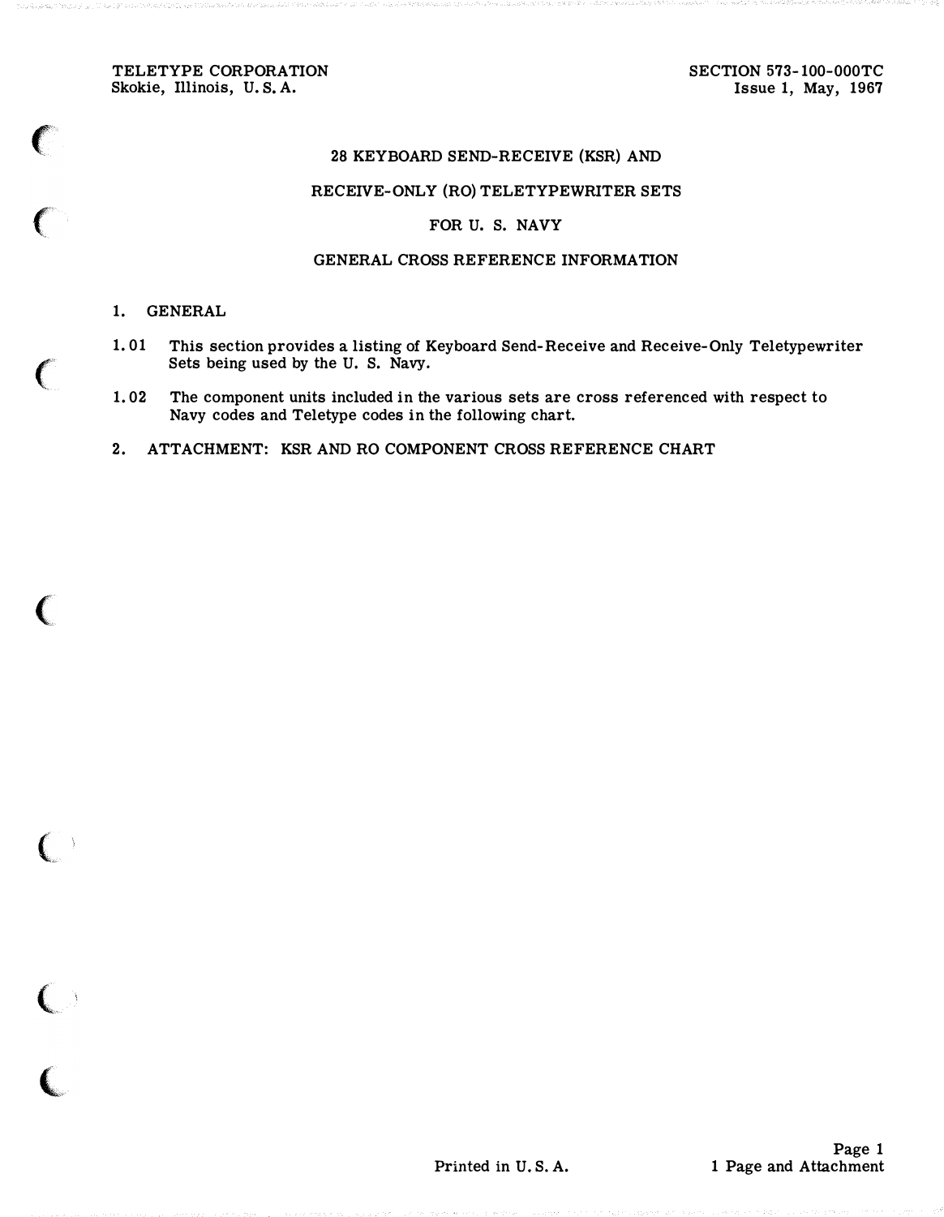TELETYPE CORPORATION
Skokie, Illinois, U.S.A.

SECTION 573-100-000TC
Issue 1, May, 1967

# 28 KEYBOARD SEND-RECEIVE (KSR) AND RECEIVE-ONLY (RO) TELETYPEWRITER SETS FOR U. S. NAVY

## GENERAL CROSS REFERENCE INFORMATION

### 1. GENERAL

1.01 This section provides a listing of Keyboard Send-Receive and Receive-Only Teletypewriter Sets being used by the U. S. Navy.

1.02 The component units included in the various sets are cross referenced with respect to Navy codes and Teletype codes in the following chart.

### 2. ATTACHMENT: KSR AND RO COMPONENT CROSS REFERENCE CHART

Printed in U.S.A.

1 Page and Attachment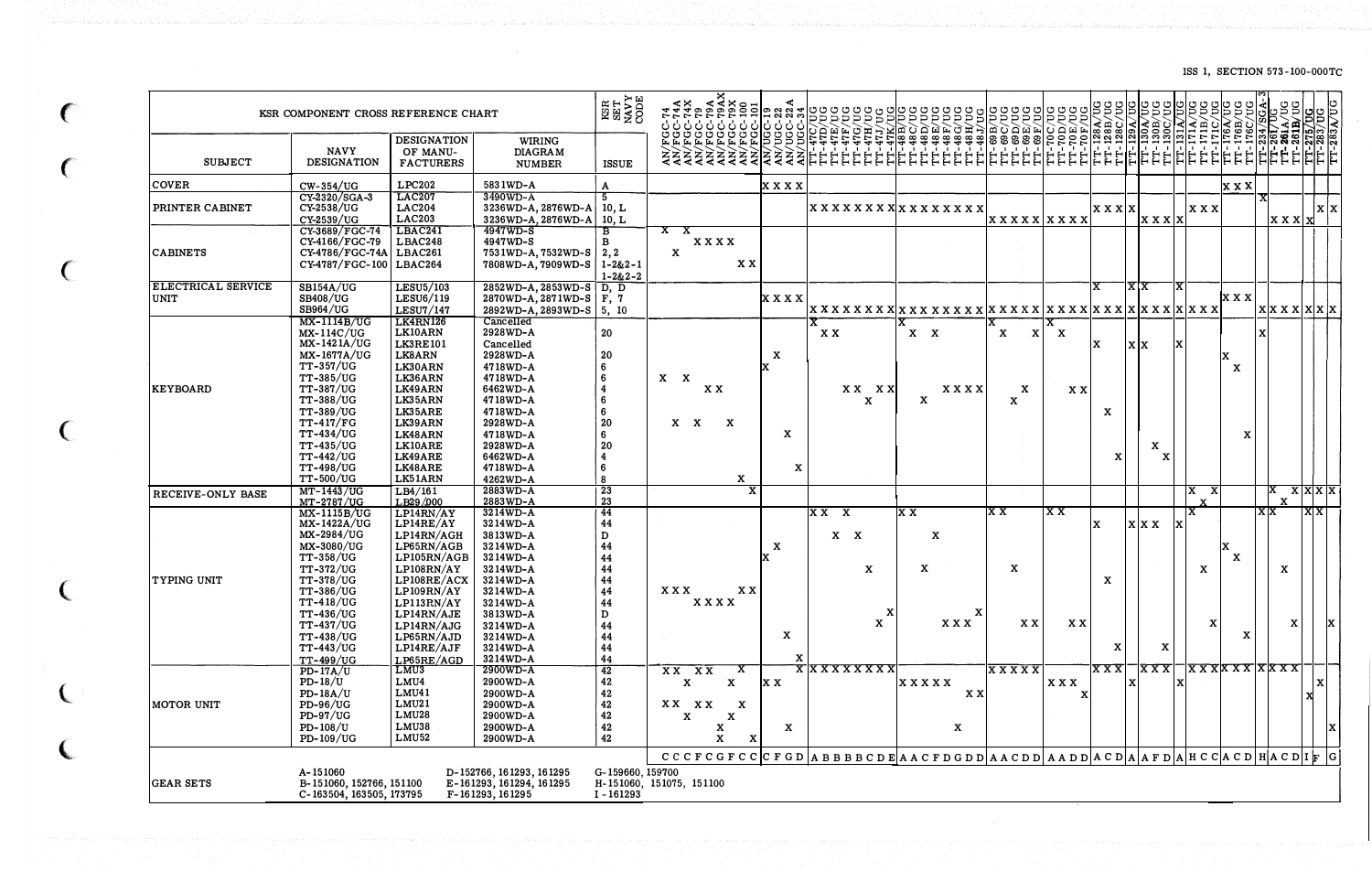# KSR COMPONENT CROSS REFERENCE CHART

| SUBJECT | NAVY DESIGNATION | DESIGNATION OF MANU-FACTURERS | WIRING DIAGRAM NUMBER | ISSUE | AN/FGC-74 | AN/FGC-74A | AN/FGC-74X | AN/FGC-79 | AN/FGC-79A | AN/FGC-79AX | AN/FGC-79X | AN/FGC-100 | AN/FGC-101 | AN/UGC-19 | AN/UGC-22 | AN/UGC-22A | AN/UGC-34 | TT-47C/UG | TT-47D/UG | TT-47E/UG | TT-47F/UG | TT-47G/UG | TT-47H/UG | TT-47J/UG | TT-47K/UG | TT-48B/UG | TT-48C/UG | TT-48D/UG | TT-48E/UG | TT-48F/UG | TT-48G/UG | TT-48H/UG | TT-48J/UG | TT-69B/UG | TT-69C/UG | TT-69D/UG | TT-69E/UG | TT-69F/UG | TT-70C/UG | TT-70D/UG | TT-70E/UG | TT-70F/UG | TT-128A/UG | TT-128B/UG | TT-128C/UG | TT-129A/UG | TT-130A/UG | TT-130B/UG | TT-130C/UG | TT-131A/UG | TT-171A/UG | TT-171B/UG | TT-171C/UG | TT-176A/UG | TT-176B/UG | TT-176C/UG | TT-234/SGA-3 | TT-261/UG | TT-261A/UG | TT-261B/UG | TT-275/UG | TT-283/UG | TT-283A/UG |
|---|---|---|---|---|---|---|---|---|---|---|---|---|---|---|---|---|---|---|---|---|---|---|---|---|---|---|---|---|---|---|---|---|---|---|---|---|---|---|---|---|---|---|---|---|---|---|---|---|---|---|---|---|---|---|---|---|---|---|---|---|---|---|---|
| COVER | CW-354/UG | LPC202 | 5831WD-A | A | | | | | | | | | | X | X | X | X | | | | | | | | | | | | | | | | | | | | | | | | | | | | | | | | | | | | | | X | X | X | | | | | | | |
| PRINTER CABINET | CY-2320/SGA-3 | LAC207 | 3490WD-A | 5 | | | | | | | | | | | | | | | | | | | | | | | | | | | | | | | | | | | | | | | | | | | | | | | | | | | | | | X | | | | | | |
| | CY-2538/UG | LAC204 | 3236WD-A, 2876WD-A | 10, L | | | | | | | | | | | | | | X | X | X | X | X | X | X | X | X | X | X | X | X | X | X | X | | | | | | | | | | X | X | X | X | | | | | X | X | X | | | | | | | | | X | X |
| | CY-2539/UG | LAC203 | 3236WD-A, 2876WD-A | 10, L | | | | | | | | | | | | | | | | | | | | | | | | | | | | | | X | X | X | X | X | X | X | X | X | | | | | X | X | X | X | | | | | | | | X | X | X | X | | |
| CABINETS | CY-3689/FGC-74 | LBAC241 | 4947WD-S | B | X | | X | | | | | | | | | | | | | | | | | | | | | | | | | | | | | | | | | | | | | | | | | | | | | | | | | | | | | | | | | |
| | CY-4166/FGC-79 | LBAC248 | 4947WD-S | B | | | | X | X | X | X | | | | | | | | | | | | | | | | | | | | | | | | | | | | | | | | | | | | | | | | | | | | | | | | | | | | |
| | CY-4786/FGC-74A | LBAC261 | 7531WD-A, 7532WD-S | 2, 2 | | X | | | | | | | | | | | | | | | | | | | | | | | | | | | | | | | | | | | | | | | | | | | | | | | | | | | | | | | | | |
| | CY-4787/FGC-100 | LBAC264 | 7808WD-A, 7909WD-S | 1-2&2-1 1-2&2-2 | | | | | | | | X | X | | | | | | | | | | | | | | | | | | | | | | | | | | | | | | | | | | | | | | | | | | | | | | | | | |
| ELECTRICAL SERVICE UNIT | SB154A/UG | LESU5/103 | 2852WD-A, 2853WD-S | D, D | | | | | | | | | | | | | | | | | | | | | | | | | | | | | | | | | | | | | | | X | | | X | X | | | X | | | | | | | | | | | | | |
| | SB408/UG | LESU6/119 | 2870WD-A, 2871WD-S | F, 7 | | | | | | | | | | X | X | X | X | | | | | | | | | | | | | | | | | | | | | | | | | | | | | | | | | | | | X | X | X | | | | | | | |
| | SB964/UG | LESU7/147 | 2892WD-A, 2893WD-S | 5, 10 | | | | | | | | | | | | | | X | X | X | X | X | X | X | X | X | X | X | X | X | X | X | X | X | X | X | X | X | X | X | X | X | X | X | X | X | X | X | X | X | X | X | X | | | | X | X | X | X | X | X | X |
| KEYBOARD | MX-1114B/UG | LK4RN126 | Cancelled | | | | | | | | | | | | | | | X | | | | | | | | X | | | | | | | | X | | | | | X | | | | | | | | | | | | | | | | | | | | | | | | |
| | MX-114C/UG | LK10ARN | 2928WD-A | 20 | | | | | | | | | | | | | | | X | X | | | | | | | X | | X | | | | | | X | | | X | | X | | | | | | | | | | | | | | | | | X | | | | | | |
| | MX-1421A/UG | LK3RE101 | Cancelled | | | | | | | | | | | | | | | | | | | | | | | | | | | | | | | | | | | | | | | | X | | | X | X | | | X | | | | | | | | | | | | | |
| | MX-1677A/UG | LK8ARN | 2928WD-A | 20 | | | | | | | | | | | X | | | | | | | | | | | | | | | | | | | | | | | | | | | | | | | | | | | | | | X | | | | | | | | | |
| | TT-357/UG | LK30ARN | 4718WD-A | 6 | | | | | | | | | | X | | | | | | | | | | | | | | | | | | | | | | | | | | | | | | | | | | | | | | | | X | | | | | | | | |
| | TT-385/UG | LK36ARN | 4718WD-A | 6 | X | | | X | | | | | | | | | | | | | | | | | | | | | | | | | | | | | | | | | | | | | | | | | | | | | | | | | | | | | | | |
| | TT-387/UG | LK49ARN | 6462WD-A | 4 | | | | | | X | X | | | | | | | | | | X | X | | X | X | | | | | X | X | X | X | | | X | | | | | X | X | | | | | | | | | | | | | | | | | | | | | |
| | TT-388/UG | LK35ARN | 4718WD-A | 6 | | | | | | | | | | | | | | | | | | | X | | | | X | | | | | | | | X | | | | | | | | | | | | | | | | | | | | | | | | | | | |
| | TT-389/UG | LK35ARE | 4718WD-A | 6 | | | | | | | | | | | | | | | | | | | | | | | | | | | | | | | | | | | | | | | | X | | | | | | | | | | | | | | | | | | | |
| | TT-417/FG | LK39ARN | 2928WD-A | 20 | X | | | X | | | X | | | | | | | | | | | | | | | | | | | | | | | | | | | | | | | | | | | | | | | | | | | | | | | | | | | |
| | TT-434/UG | LK48ARN | 4718WD-A | 6 | | | | | | | | | | | X | | | | | | | | | | | | | | | | | | | | | | | | | | | | | | | | | | | | | | | | X | | | | | | |
| | TT-435/UG | LK10ARE | 2928WD-A | 20 | | | | | | | | | | | | | | | | | | | | | | | | | | | | | | | | | | | | | | | | | | | X | | | | | | | | | | | | | | | |
| | TT-442/UG | LK49ARE | 6462WD-A | 4 | | | | | | | | | | | | | | | | | | | | | | | | | | | | | | | | | | | | | | | | | X | | | | X | | | | | | | | | | | | | | |
| | TT-498/UG | LK48ARE | 4718WD-A | 6 | | | | | | | | | | | | | X | | | | | | | | | | | | | | | | | | | | | | | | | | | | | | | | | | | | | | | | | | | | | |
| | TT-500/UG | LK51ARN | 4262WD-A | 8 | | | | | | | | X | | | | | | | | | | | | | | | | | | | | | | | | | | | | | | | | | | | | | | | | | | | | | | | | | | | |
| RECEIVE-ONLY BASE | MT-1443/UG | LB4/161 | 2883WD-A | 23 | | | | | | | | | X | | | | | | | | | | | | | | | | | | | | | | | | | | | | | | | | | | | | | | X | | X | | | | | X | | X | X | X | X |
| | MT-2787/UG | LB29/000 | 2883WD-A | 23 | | | | | | | | | | | | | | | | | | | | | | | | | | | | | | | | | | | | | | | | | | | | | | | | X | | | | | | X | | | | |
| TYPING UNIT | MX-1115B/UG | LP14RN/AY | 3214WD-A | 44 | | | | | | | | | | | | | | X | X | | X | | | | | X | X | | | | | | | X | X | | | | X | X | | | | | | | | | | | X | | | | | | X | X | | | X | X | |
| | MX-1422A/UG | LP14RE/AY | 3214WD-A | 44 | | | | | | | | | | | | | | | | | | | | | | | | | | | | | | | | | | | | | | | X | | | X | X | X | | X | | | | | | | | | | | | | |
| | MX-2984/UG | LP14RN/AGH | 3813WD-A | D | | | | | | | | | | | | | | | X | | X | | | | | | | X | | | | | | | | | | | | | | | | | | | | | | | | | | | | | | | | | | | |
| | MX-3080/UG | LP65RN/AGB | 3214WD-A | 44 | | | | | | | | | | | X | | | | | | | | | | | | | | | | | | | | | | | | | | | | | | | | | | | | | | X | | | | | | | | | |
| | TT-358/UG | LP105RN/AGB | 3214WD-A | 44 | | | | | | | | | | X | | | | | | | | | | | | | | | | | | | | | | | | | | | | | | | | | | | | | | | | X | | | | | | | | |
| | TT-372/UG | LP108RN/AY | 3214WD-A | 44 | | | | | | | | | | | | | | | | | | | X | | | | X | | | | | | | | X | | | | | | | | | | | | | | | | | | | | | | | | | | | |
| | TT-378/UG | LP108RE/ACX | 3214WD-A | 44 | | | | | | | | | | | | | | | | | | | | | | | | | | | | | | | | | | | | | | | | X | | | | | | | | X | | | | | | | X | | | | |
| | TT-386/UG | LP109RN/AY | 3214WD-A | 44 | X | X | X | | | | | X | X | | | | | | | | | | | | | | | | | | | | | | | | | | | | | | | | | | | | | | | | | | | | | | | | | | |
| | TT-418/UG | LP113RN/AY | 3214WD-A | 44 | | | | X | X | X | X | | | | | | | | | | | | | | | | | | | | | | | | | | | | | | | | | | | | | | | | | | | | | | | | | | | |
| | TT-436/UG | LP14RN/AJE | 3813WD-A | D | | | | | | | | | | | | | | | | | | | | | X | | | | | | | | X | | | | | | | | | | | | | | | | | | | | | | | | | | | | | |
| | TT-437/UG | LP14RN/AJG | 3214WD-A | 44 | | | | | | | | | | | | | | | | | | | | X | | | | | | X | X | X | | | | | X | X | | | X | X | | | | | | | | | | | X | | | | | | X | | | X |
| | TT-438/UG | LP65RN/AJD | 3214WD-A | 44 | | | | | | | | | | | | X | | | | | | | | | | | | | | | | | | | | | | | | | | | | | | | | | | | | | | | X | | | | | | |
| | TT-443/UG | LP14RE/AJF | 3214WD-A | 44 | | | | | | | | | | | | | | | | | | | | | | | | | | | | | | | | | | | | | | | | | X | | | | X | | | | | | | | | | | | | | |
| | TT-499/UG | LP65RE/AGD | 3214WD-A | 44 | | | | | | | | | | | | | X | | | | | | | | | | | | | | | | | | | | | | | | | | | | | | | | | | | | | | | | | | | | | |
| MOTOR UNIT | PD-17A/U | LMU3 | 2900WD-A | 42 | X | X | | X | X | | X | | | | | | | X | X | X | X | X | X | X | X | | | | | | | | | X | X | X | X | X | | | | | X | X | X | | X | X | X | | X | X | X | X | X | X | X | X | X | X | | | |
| | PD-18/U | LMU4 | 2900WD-A | 42 | | X | | | | | X | | | X | X | | | | | | | | | | | X | X | X | X | X | | | | | | | | | X | X | X | | | | | X | | | | X | | | | | | | | | | | | X | |
| | PD-18A/U | LMU41 | 2900WD-A | 42 | | | | | | | | | | | | | | | | | | | | | | | | | | | X | X | | | | | | | | | | X | | | | | | | | | | | | | | | | | | | X | | |
| | PD-96/UG | LMU21 | 2900WD-A | 42 | X | X | | X | X | | X | | | | | | | | | | | | | | | | | | | | | | | | | | | | | | | | | | | | | | | | | | | | | | | | | | | | |
| | PD-97/UG | LMU28 | 2900WD-A | 42 | | X | | | | X | | | | | | | | | | | | | | | | | | | | | | | | | | | | | | | | | | | | | | | | | | | | | | | | | | | | | |
| | PD-108/U | LMU38 | 2900WD-A | 42 | | | | | | | X | | | | | X | | | | | | | | | | | | | | | | X | | | | | | | | | | | | | | | | | | | | | | | | | | | | | | |
| | PD-109/UG | LMU52 | 2900WD-A | 42 | | | | | | | X | | X | | | | | | | | | | | | | | | | | | | | | | | | | | | | | | | | | | | | | | | | | | | | | | | | | X |
| | | | | | C | C | C | F | C | G | F | C | C | C | F | G | D | A | B | B | B | B | C | D | E | A | A | C | F | D | G | D | D | A | A | C | D | D | A | A | D | D | A | C | D | A | A | F | D | A | H | C | C | A | C | D | H | A | C | D | I | F | G |

GEAR SETS

A-151060 | D-152766, 161293, 161295 | G-159660, 159700
B-151060, 152766, 151100 | E-161293, 161294, 161295 | H-151060, 151075, 151100
C-163504, 163505, 173795 | F-161293, 161295 | I-161293